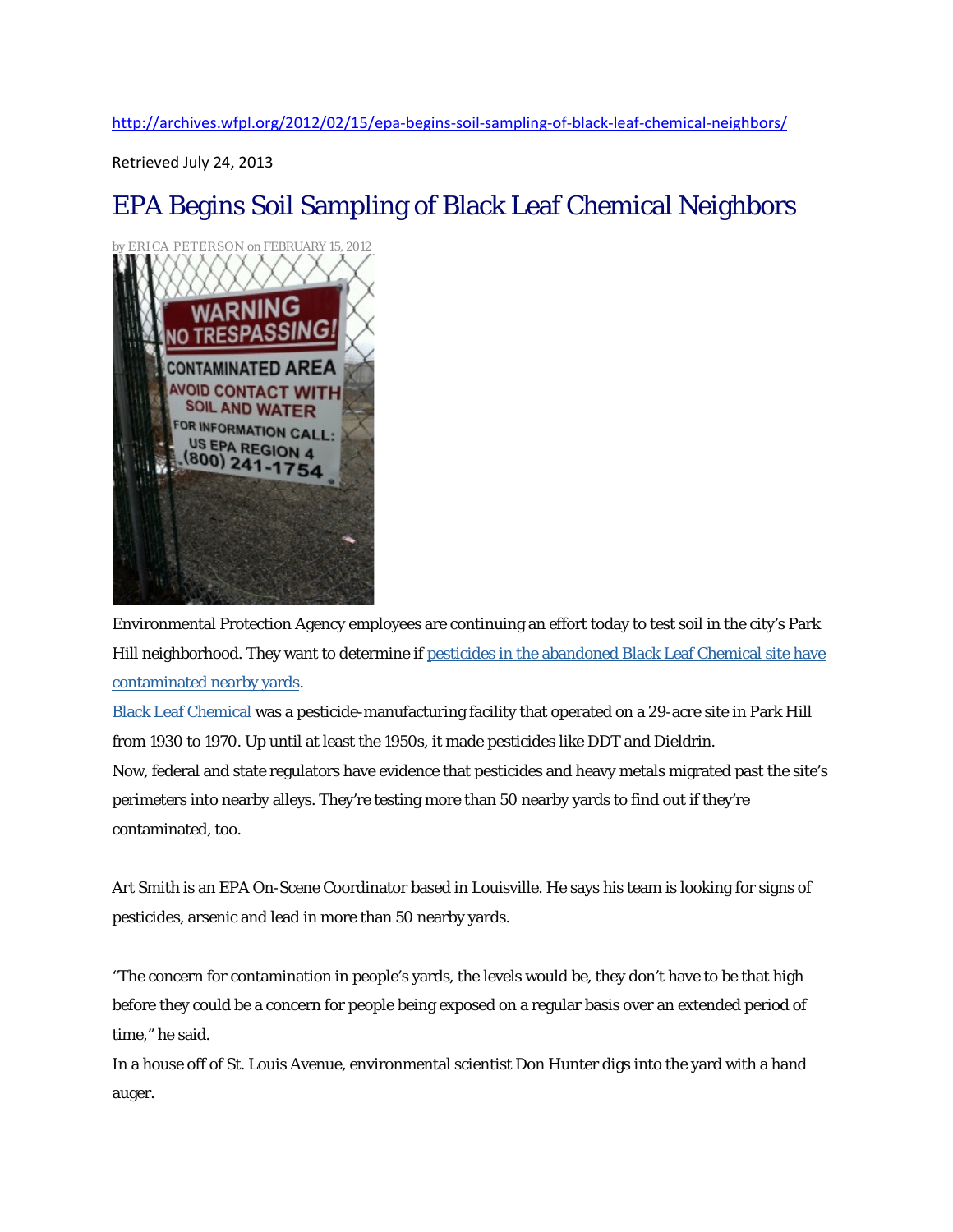http://archives.wfpl.org/2012/02/15/epa-begins-soil-sampling-of-black-leaf-chemical-neighbors/

Retrieved July 24, 2013

# EPA Begins Soil Sampling of Black Leaf Chemical Neighbors

by ERICA PETERSON on FEBRUARY 15, 2012

Environmental Protection Agency employees are continuing an effort today to test soil in the city's Park Hill neighborhood. They want to determine if pesticides in the abandoned Black Leaf Chemical site have contaminated nearby yards.

Black Leaf Chemical was a pesticide-manufacturing facility that operated on a 29-acre site in Park Hill from 1930 to 1970. Up until at least the 1950s, it made pesticides like DDT and Dieldrin.

Now, federal and state regulators have evidence that pesticides and heavy metals migrated past the site's perimeters into nearby alleys. They're testing more than 50 nearby yards to find out if they're contaminated, too.

Art Smith is an EPA On-Scene Coordinator based in Louisville. He says his team is looking for signs of pesticides, arsenic and lead in more than 50 nearby yards.

"The concern for contamination in people's yards, the levels would be, they don't have to be that high before they could be a concern for people being exposed on a regular basis over an extended period of time," he said.

In a house off of St. Louis Avenue, environmental scientist Don Hunter digs into the yard with a hand auger.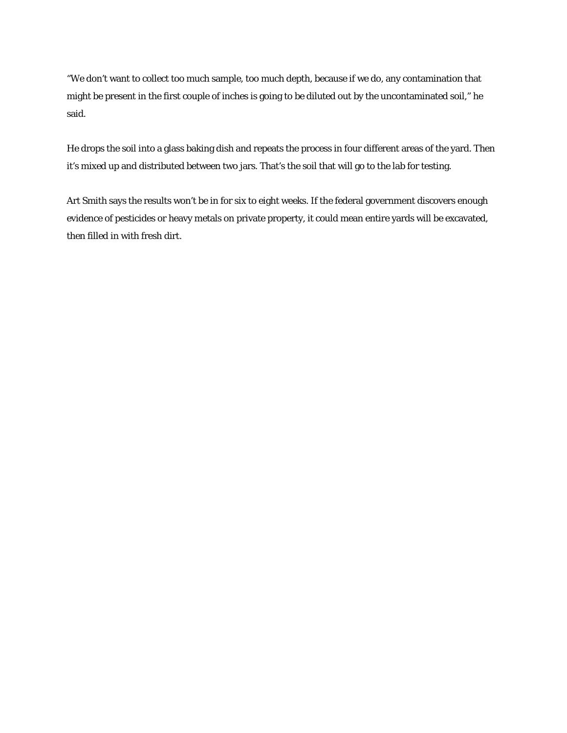"We don't want to collect too much sample, too much depth, because if we do, any contamination that might be present in the first couple of inches is going to be diluted out by the uncontaminated soil," he said.

He drops the soil into a glass baking dish and repeats the process in four different areas of the yard. Then it's mixed up and distributed between two jars. That's the soil that will go to the lab for testing.

Art Smith says the results won't be in for six to eight weeks. If the federal government discovers enough evidence of pesticides or heavy metals on private property, it could mean entire yards will be excavated, then filled in with fresh dirt.